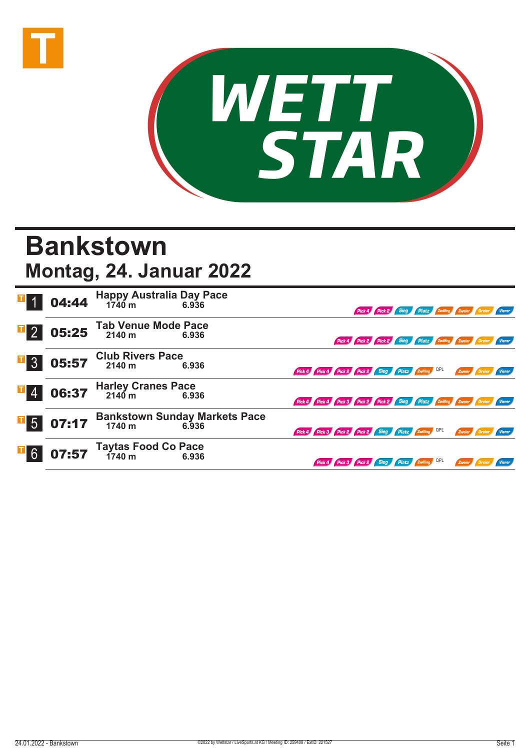# Bankstown

## Montag, 24. Januar 2022

| Nr. | Zeit | Rennen | Distanz | | Wetten |
|---|---|---|---|---|---|
| 1 | 04:44 | Happy Australia Day Pace | 1740 m | 6.936 | Pick 4, Pick 2, Sieg, Platz, Zwilling, Zweier, Dreier, Vierer |
| 2 | 05:25 | Tab Venue Mode Pace | 2140 m | 6.936 | Pick 4, Pick 2, Pick 2, Sieg, Platz, Zwilling, Zweier, Dreier, Vierer |
| 3 | 05:57 | Club Rivers Pace | 2140 m | 6.936 | Pick 4, Pick 4, Pick 2, Pick 2, Sieg, Platz, Zwilling, QPL, Zweier, Dreier, Vierer |
| 4 | 06:37 | Harley Cranes Pace | 2140 m | 6.936 | Pick 4, Pick 4, Pick 3, Pick 2, Pick 2, Sieg, Platz, Zwilling, Zweier, Dreier, Vierer |
| 5 | 07:17 | Bankstown Sunday Markets Pace | 1740 m | 6.936 | Pick 4, Pick 3, Pick 2, Pick 2, Sieg, Platz, Zwilling, QPL, Zweier, Dreier, Vierer |
| 6 | 07:57 | Taytas Food Co Pace | 1740 m | 6.936 | Pick 4, Pick 3, Pick 2, Sieg, Platz, Zwilling, QPL, Zweier, Dreier, Vierer |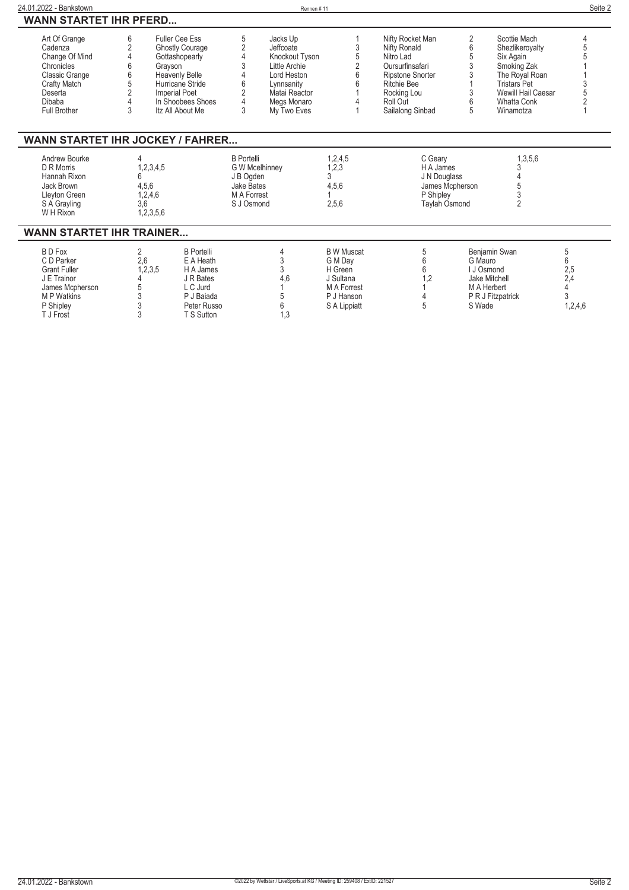## WANN STARTET IHR PFERD...

| | | | | | | | | | | | |
|---|---|---|---|---|---|---|---|---|---|---|---|
| Art Of Grange | 6 | Fuller Cee Ess | 5 | Jacks Up | 1 | Nifty Rocket Man | 2 | Scottie Mach | 4 |
| Cadenza | 2 | Ghostly Courage | 2 | Jeffcoate | 3 | Nifty Ronald | 6 | Shezlikeroyalty | 5 |
| Change Of Mind | 4 | Gottashopearly | 4 | Knockout Tyson | 5 | Nitro Lad | 5 | Six Again | 5 |
| Chronicles | 6 | Grayson | 3 | Little Archie | 2 | Oursurfinsafari | 3 | Smoking Zak | 1 |
| Classic Grange | 6 | Heavenly Belle | 4 | Lord Heston | 6 | Ripstone Snorter | 3 | The Royal Roan | 1 |
| Crafty Match | 5 | Hurricane Stride | 6 | Lynnsanity | 6 | Ritchie Bee | 1 | Tristars Pet | 3 |
| Deserta | 2 | Imperial Poet | 2 | Matai Reactor | 1 | Rocking Lou | 3 | Wewill Hail Caesar | 5 |
| Dibaba | 4 | In Shoobees Shoes | 4 | Megs Monaro | 4 | Roll Out | 6 | Whatta Conk | 2 |
| Full Brother | 3 | Itz All About Me | 3 | My Two Eves | 1 | Sailalong Sinbad | 5 | Winamotza | 1 |

## WANN STARTET IHR JOCKEY / FAHRER...

| | | | | | |
|---|---|---|---|---|---|
| Andrew Bourke | 4 | B Portelli | 1,2,4,5 | C Geary | 1,3,5,6 |
| D R Morris | 1,2,3,4,5 | G W Mcelhinney | 1,2,3 | H A James | 3 |
| Hannah Rixon | 6 | J B Ogden | 3 | J N Douglass | 4 |
| Jack Brown | 4,5,6 | Jake Bates | 4,5,6 | James Mcpherson | 5 |
| Lleyton Green | 1,2,4,6 | M A Forrest | 1 | P Shipley | 3 |
| S A Grayling | 3,6 | S J Osmond | 2,5,6 | Taylah Osmond | 2 |
| W H Rixon | 1,2,3,5,6 | | | | |

## WANN STARTET IHR TRAINER...

| | | | | | | | | | |
|---|---|---|---|---|---|---|---|---|---|
| B D Fox | 2 | B Portelli | 4 | B W Muscat | 5 | Benjamin Swan | 5 |
| C D Parker | 2,6 | E A Heath | 3 | G M Day | 6 | G Mauro | 6 |
| Grant Fuller | 1,2,3,5 | H A James | 3 | H Green | 6 | I J Osmond | 2,5 |
| J E Trainor | 4 | J R Bates | 4,6 | J Sultana | 1,2 | Jake Mitchell | 2,4 |
| James Mcpherson | 5 | L C Jurd | 1 | M A Forrest | 1 | M A Herbert | 4 |
| M P Watkins | 3 | P J Baiada | 5 | P J Hanson | 4 | P R J Fitzpatrick | 3 |
| P Shipley | 3 | Peter Russo | 6 | S A Lippiatt | 5 | S Wade | 1,2,4,6 |
| T J Frost | 3 | T S Sutton | 1,3 | | | | |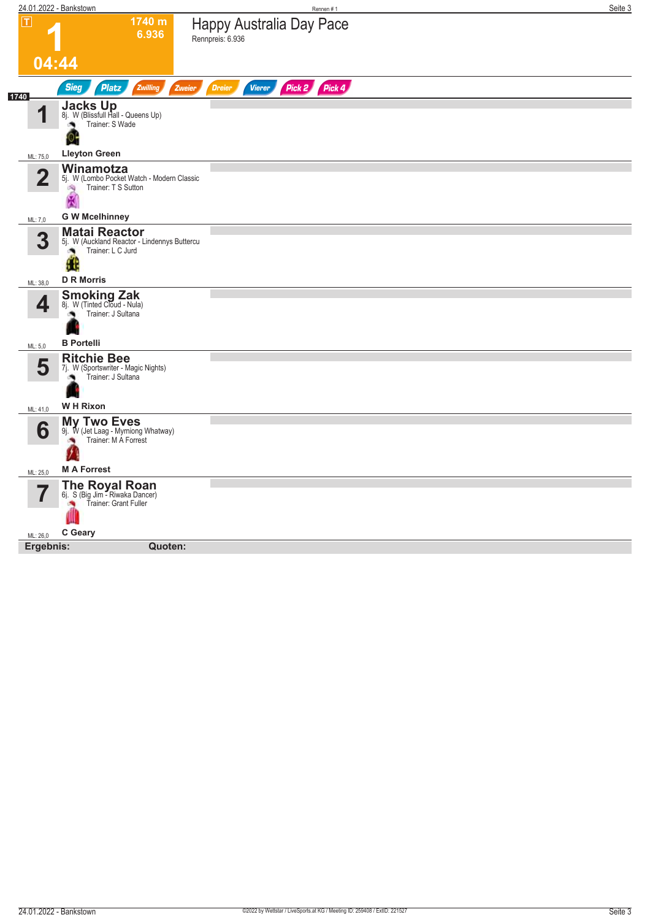# 1 — Happy Australia Day Pace

T | 1740 m | 6.936 | 04:44

Rennpreis: 6.936

Sieg | Platz | Zwilling | Zweier | Dreier | Vierer | Pick 2 | Pick 4

1740

| Nr. | Pferd | Details | Fahrer | ML |
|---|---|---|---|---|
| 1 | **Jacks Up** | 8j. W (Blissfull Hall - Queens Up), Trainer: S Wade | **Lleyton Green** | 75,0 |
| 2 | **Winamotza** | 5j. W (Lombo Pocket Watch - Modern Classic), Trainer: T S Sutton | **G W Mcelhinney** | 7,0 |
| 3 | **Matai Reactor** | 5j. W (Auckland Reactor - Lindennys Buttercu), Trainer: L C Jurd | **D R Morris** | 38,0 |
| 4 | **Smoking Zak** | 8j. W (Tinted Cloud - Nula), Trainer: J Sultana | **B Portelli** | 5,0 |
| 5 | **Ritchie Bee** | 7j. W (Sportswriter - Magic Nights), Trainer: J Sultana | **W H Rixon** | 41,0 |
| 6 | **My Two Eves** | 9j. W (Jet Laag - Myrniong Whatway), Trainer: M A Forrest | **M A Forrest** | 25,0 |
| 7 | **The Royal Roan** | 6j. S (Big Jim - Riwaka Dancer), Trainer: Grant Fuller | **C Geary** | 26,0 |

**Ergebnis:** **Quoten:**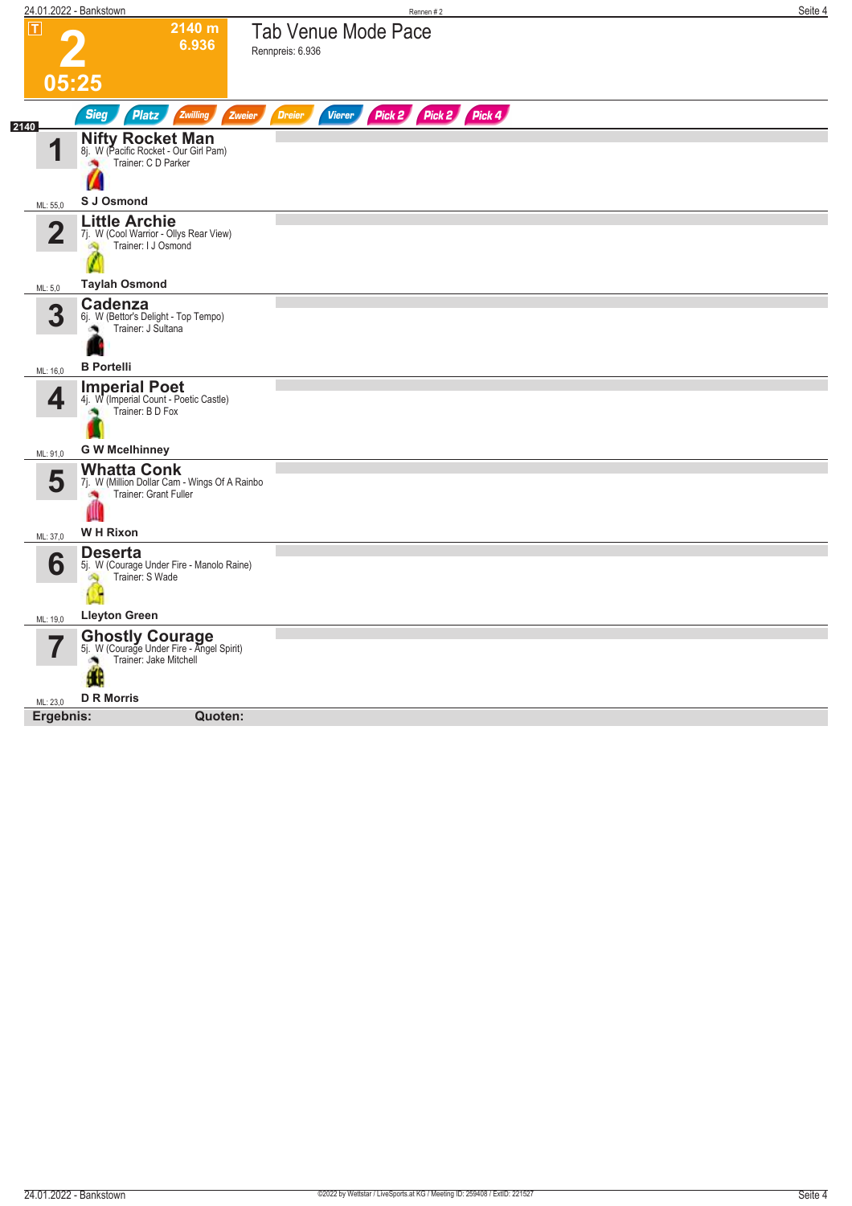# 2

T

2140 m
6.936

05:25

## Tab Venue Mode Pace

Rennpreis: 6.936

Sieg | Platz | Zwilling | Zweier | Dreier | Vierer | Pick 2 | Pick 2 | Pick 4

2140

**1** **Nifty Rocket Man**
8j. W (Pacific Rocket - Our Girl Pam)
Trainer: C D Parker
ML: 55,0
**S J Osmond**

**2** **Little Archie**
7j. W (Cool Warrior - Ollys Rear View)
Trainer: I J Osmond
ML: 5,0
**Taylah Osmond**

**3** **Cadenza**
6j. W (Bettor's Delight - Top Tempo)
Trainer: J Sultana
ML: 16,0
**B Portelli**

**4** **Imperial Poet**
4j. W (Imperial Count - Poetic Castle)
Trainer: B D Fox
ML: 91,0
**G W Mcelhinney**

**5** **Whatta Conk**
7j. W (Million Dollar Cam - Wings Of A Rainbo
Trainer: Grant Fuller
ML: 37,0
**W H Rixon**

**6** **Deserta**
5j. W (Courage Under Fire - Manolo Raine)
Trainer: S Wade
ML: 19,0
**Lleyton Green**

**7** **Ghostly Courage**
5j. W (Courage Under Fire - Angel Spirit)
Trainer: Jake Mitchell
ML: 23,0
**D R Morris**

**Ergebnis:** **Quoten:**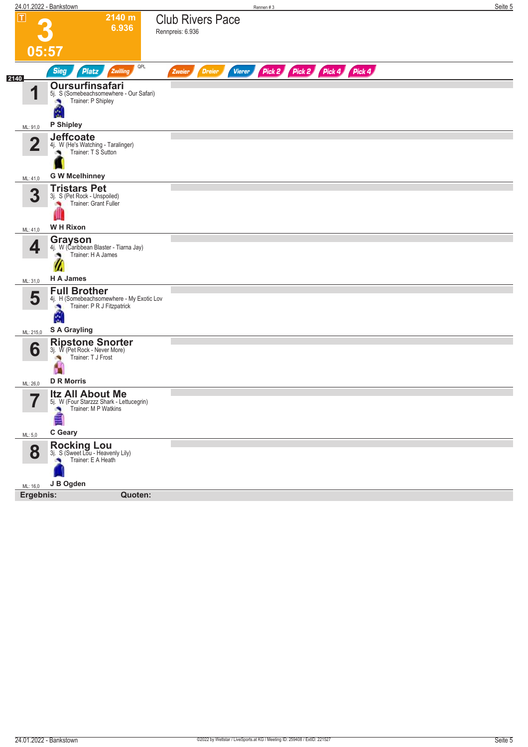# 3

2140 m
6.936

05:57

## Club Rivers Pace

Rennpreis: 6.936

Sieg | Platz | Zwilling | QPL | Zweier | Dreier | Vierer | Pick 2 | Pick 2 | Pick 4 | Pick 4

2140

**1 Oursurfinsafari**
5j. S (Somebeachsomewhere - Our Safari)
Trainer: P Shipley
ML: 91,0
**P Shipley**

**2 Jeffcoate**
4j. W (He's Watching - Taralinger)
Trainer: T S Sutton
ML: 41,0
**G W Mcelhinney**

**3 Tristars Pet**
3j. S (Pet Rock - Unspoiled)
Trainer: Grant Fuller
ML: 41,0
**W H Rixon**

**4 Grayson**
4j. W (Caribbean Blaster - Tiarna Jay)
Trainer: H A James
ML: 31,0
**H A James**

**5 Full Brother**
4j. H (Somebeachsomewhere - My Exotic Lov
Trainer: P R J Fitzpatrick
ML: 215,0
**S A Grayling**

**6 Ripstone Snorter**
3j. W (Pet Rock - Never More)
Trainer: T J Frost
ML: 26,0
**D R Morris**

**7 Itz All About Me**
5j. W (Four Starzzz Shark - Lettucegrin)
Trainer: M P Watkins
ML: 5,0
**C Geary**

**8 Rocking Lou**
3j. S (Sweet Lou - Heavenly Lily)
Trainer: E A Heath
ML: 16,0
**J B Ogden**

**Ergebnis:** **Quoten:**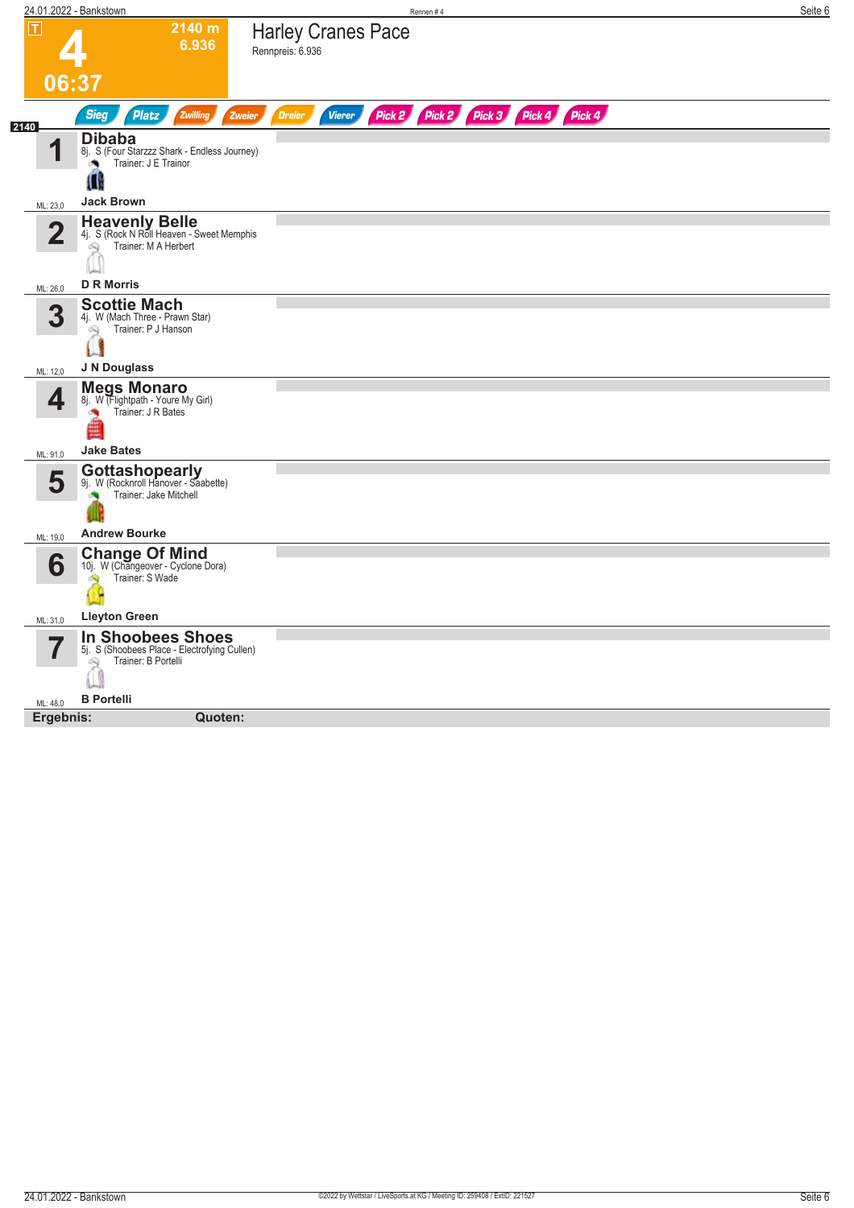# 4

**2140 m**
**6.936**

**06:37**

## Harley Cranes Pace

Rennpreis: 6.936

Sieg | Platz | Zwilling | Zweier | Dreier | Vierer | Pick 2 | Pick 2 | Pick 3 | Pick 4 | Pick 4

**2140**

| Nr. | Pferd / Jockey |
|---|---|
| 1 | **Dibaba**<br>8j. S (Four Starzzz Shark - Endless Journey)<br>Trainer: J E Trainor<br>**Jack Brown**<br>ML: 23,0 |
| 2 | **Heavenly Belle**<br>4j. S (Rock N Roll Heaven - Sweet Memphis<br>Trainer: M A Herbert<br>**D R Morris**<br>ML: 26,0 |
| 3 | **Scottie Mach**<br>4j. W (Mach Three - Prawn Star)<br>Trainer: P J Hanson<br>**J N Douglass**<br>ML: 12,0 |
| 4 | **Megs Monaro**<br>8j. W (Flightpath - Youre My Girl)<br>Trainer: J R Bates<br>**Jake Bates**<br>ML: 91,0 |
| 5 | **Gottashopearly**<br>9j. W (Rocknroll Hanover - Saabette)<br>Trainer: Jake Mitchell<br>**Andrew Bourke**<br>ML: 19,0 |
| 6 | **Change Of Mind**<br>10j. W (Changeover - Cyclone Dora)<br>Trainer: S Wade<br>**Lleyton Green**<br>ML: 31,0 |
| 7 | **In Shoobees Shoes**<br>5j. S (Shoobees Place - Electrofying Cullen)<br>Trainer: B Portelli<br>**B Portelli**<br>ML: 48,0 |

**Ergebnis:** **Quoten:**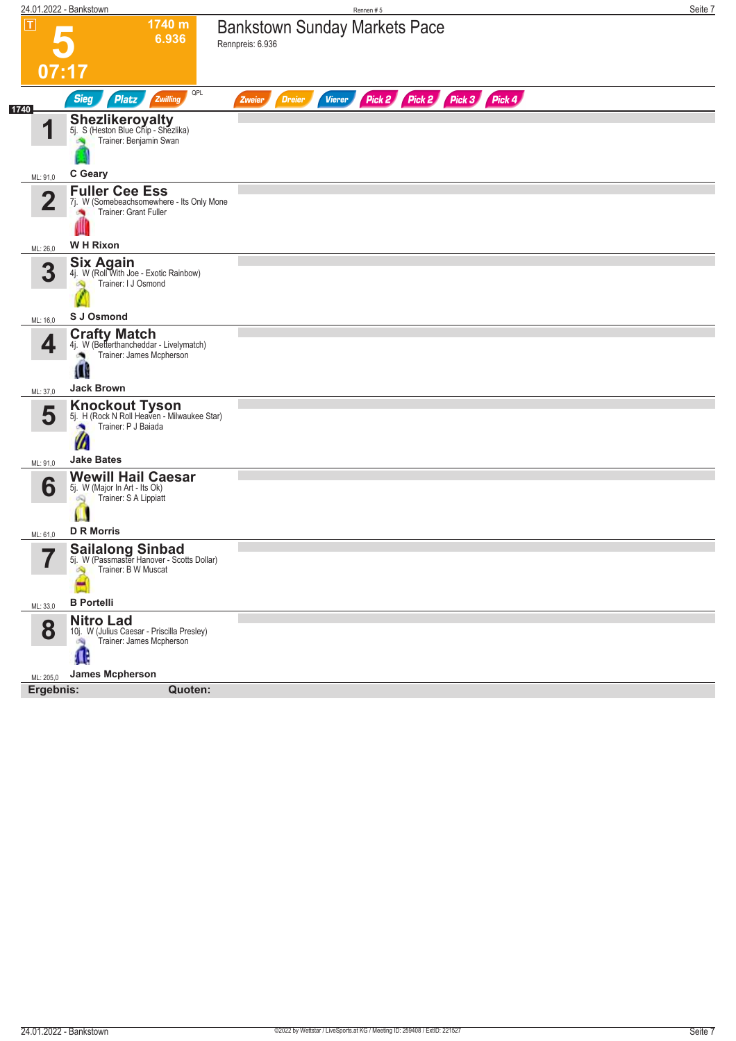# 5 — Bankstown Sunday Markets Pace

**1740 m** · 6.936 · **07:17**

Rennpreis: 6.936

Sieg · Platz · Zwilling · QPL · Zweier · Dreier · Vierer · Pick 2 · Pick 2 · Pick 3 · Pick 4

**1740**

| Nr. | Pferd | Abstammung | Trainer | Fahrer | ML |
|---|---|---|---|---|---|
| 1 | **Shezlikeroyalty** | 5j. S (Heston Blue Chip - Shezlika) | Benjamin Swan | C Geary | 91,0 |
| 2 | **Fuller Cee Ess** | 7j. W (Somebeachsomewhere - Its Only Mone | Grant Fuller | W H Rixon | 26,0 |
| 3 | **Six Again** | 4j. W (Roll With Joe - Exotic Rainbow) | I J Osmond | S J Osmond | 16,0 |
| 4 | **Crafty Match** | 4j. W (Betterthancheddar - Livelymatch) | James Mcpherson | Jack Brown | 37,0 |
| 5 | **Knockout Tyson** | 5j. H (Rock N Roll Heaven - Milwaukee Star) | P J Baiada | Jake Bates | 91,0 |
| 6 | **Wewill Hail Caesar** | 5j. W (Major In Art - Its Ok) | S A Lippiatt | D R Morris | 61,0 |
| 7 | **Sailalong Sinbad** | 5j. W (Passmaster Hanover - Scotts Dollar) | B W Muscat | B Portelli | 33,0 |
| 8 | **Nitro Lad** | 10j. W (Julius Caesar - Priscilla Presley) | James Mcpherson | James Mcpherson | 205,0 |

**Ergebnis:** **Quoten:**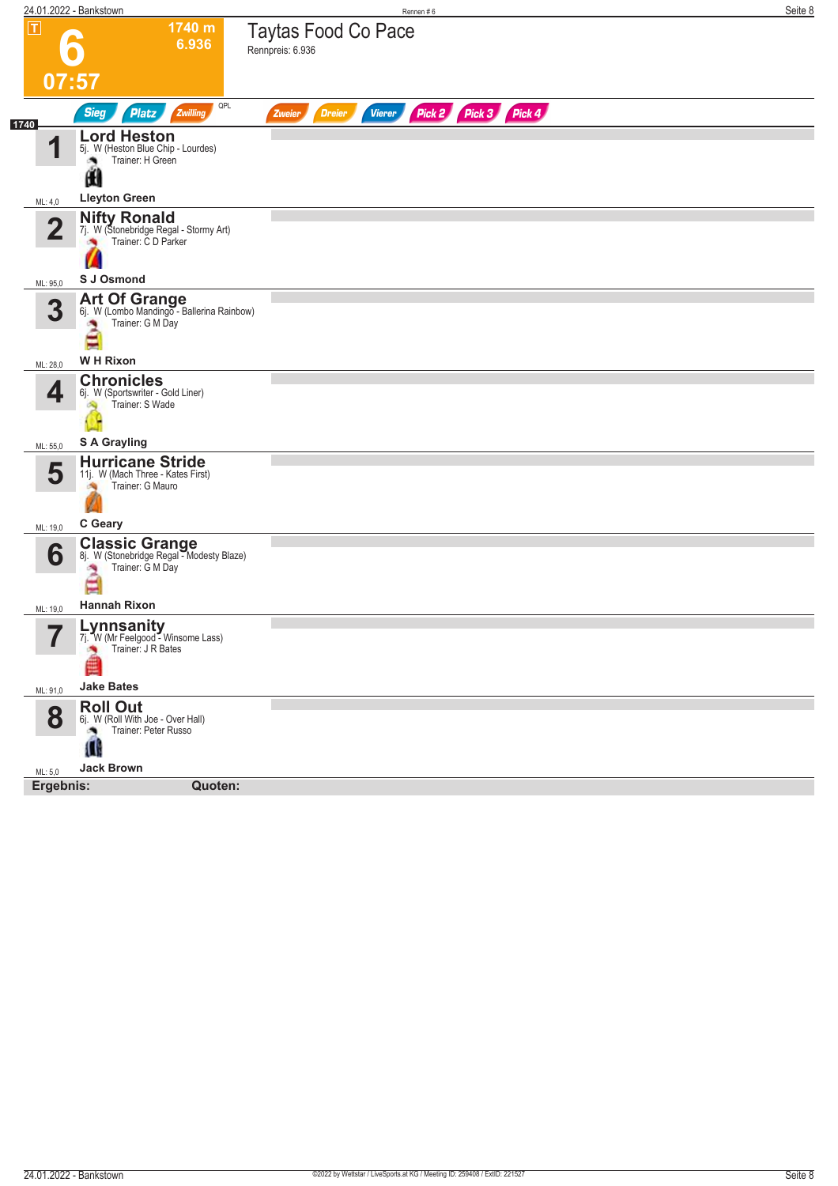# 6

1740 m
6.936

07:57

## Taytas Food Co Pace

Rennpreis: 6.936

Sieg | Platz | Zwilling | QPL | Zweier | Dreier | Vierer | Pick 2 | Pick 3 | Pick 4

1740

| | | |
|---|---|---|
| **1** | **Lord Heston**<br>5j. W (Heston Blue Chip - Lourdes)<br>Trainer: H Green<br>**Lleyton Green** | ML: 4,0 |
| **2** | **Nifty Ronald**<br>7j. W (Stonebridge Regal - Stormy Art)<br>Trainer: C D Parker<br>**S J Osmond** | ML: 95,0 |
| **3** | **Art Of Grange**<br>6j. W (Lombo Mandingo - Ballerina Rainbow)<br>Trainer: G M Day<br>**W H Rixon** | ML: 28,0 |
| **4** | **Chronicles**<br>6j. W (Sportswriter - Gold Liner)<br>Trainer: S Wade<br>**S A Grayling** | ML: 55,0 |
| **5** | **Hurricane Stride**<br>11j. W (Mach Three - Kates First)<br>Trainer: G Mauro<br>**C Geary** | ML: 19,0 |
| **6** | **Classic Grange**<br>8j. W (Stonebridge Regal - Modesty Blaze)<br>Trainer: G M Day<br>**Hannah Rixon** | ML: 19,0 |
| **7** | **Lynnsanity**<br>7j. W (Mr Feelgood - Winsome Lass)<br>Trainer: J R Bates<br>**Jake Bates** | ML: 91,0 |
| **8** | **Roll Out**<br>6j. W (Roll With Joe - Over Hall)<br>Trainer: Peter Russo<br>**Jack Brown** | ML: 5,0 |

**Ergebnis:** **Quoten:**